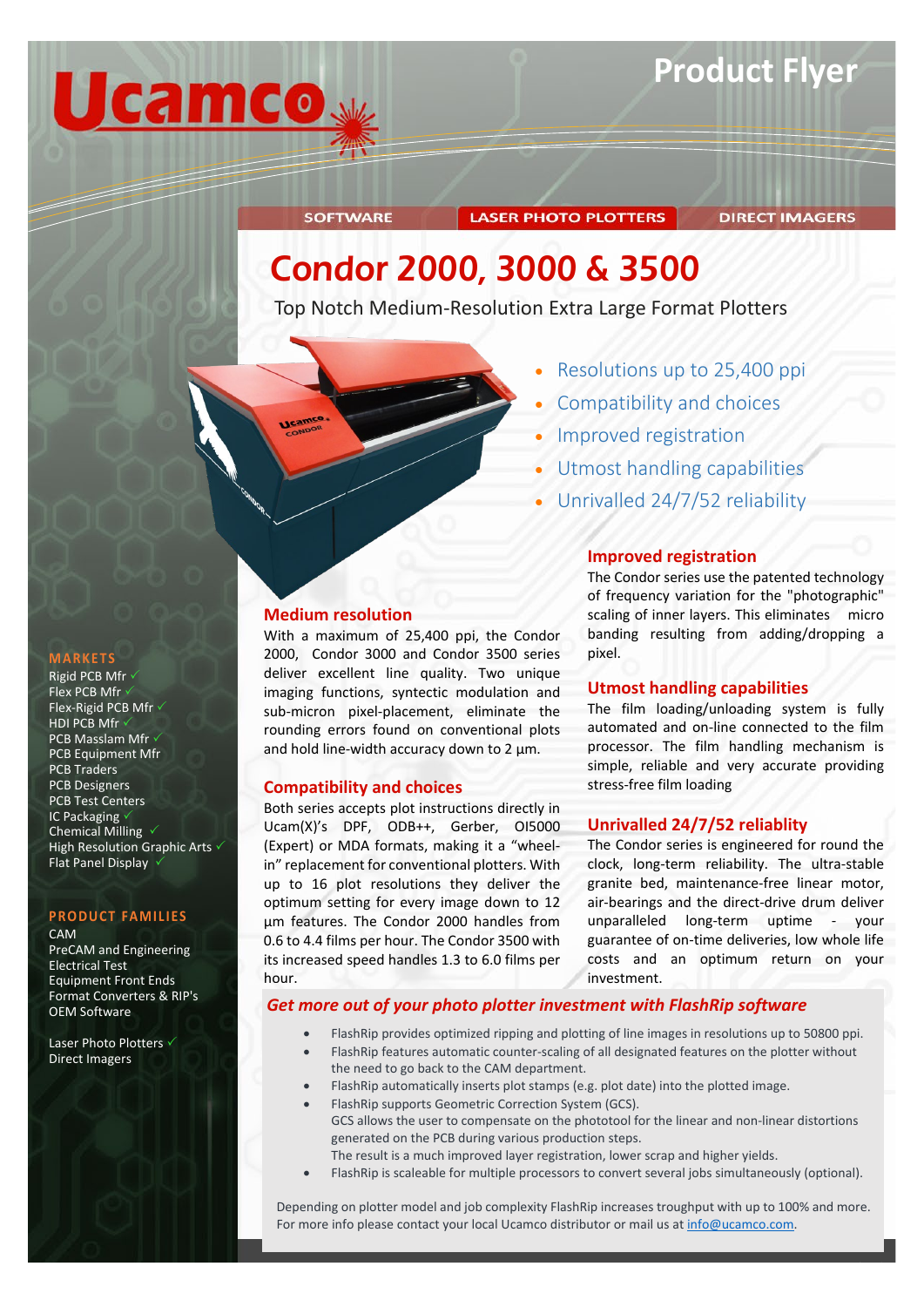# Product Flyer

SOFTWARE | LASER PHOTO PLOTTERS | DIRECT IMAGERS

# Condor 2000, 3000 & 3500

Top Notch Medium-Resolution Extra Large Format Plotters

- Resolutions up to 25,400 ppi
- Compatibility and choices
- Improved registration
- Utmost handling capabilities
- Unrivalled 24/7/52 reliability

## Medium resolution

With a maximum of 25,400 ppi, the Condor 2000, Condor 3000 and Condor 3500 series deliver excellent line quality. Two unique imaging functions, syntectic modulation and sub-micron pixel-placement, eliminate the rounding errors found on conventional plots and hold line-width accuracy down to 2 µm.

## Compatibility and choices

Both series accepts plot instructions directly in Ucam(X)'s DPF, ODB++, Gerber, OI5000 (Expert) or MDA formats, making it a "wheel-in" replacement for conventional plotters. With up to 16 plot resolutions they deliver the optimum setting for every image down to 12 µm features. The Condor 2000 handles from 0.6 to 4.4 films per hour. The Condor 3500 with its increased speed handles 1.3 to 6.0 films per hour.

## Improved registration

The Condor series use the patented technology of frequency variation for the "photographic" scaling of inner layers. This eliminates micro banding resulting from adding/dropping a pixel.

## Utmost handling capabilities

The film loading/unloading system is fully automated and on-line connected to the film processor. The film handling mechanism is simple, reliable and very accurate providing stress-free film loading

## Unrivalled 24/7/52 reliablity

The Condor series is engineered for round the clock, long-term reliability. The ultra-stable granite bed, maintenance-free linear motor, air-bearings and the direct-drive drum deliver unparalleled long-term uptime - your guarantee of on-time deliveries, low whole life costs and an optimum return on your investment.

## *Get more out of your photo plotter investment with FlashRip software*

- FlashRip provides optimized ripping and plotting of line images in resolutions up to 50800 ppi.
- FlashRip features automatic counter-scaling of all designated features on the plotter without the need to go back to the CAM department.
- FlashRip automatically inserts plot stamps (e.g. plot date) into the plotted image.
- FlashRip supports Geometric Correction System (GCS).
  GCS allows the user to compensate on the phototool for the linear and non-linear distortions generated on the PCB during various production steps.
  The result is a much improved layer registration, lower scrap and higher yields.
- FlashRip is scaleable for multiple processors to convert several jobs simultaneously (optional).

Depending on plotter model and job complexity FlashRip increases troughput with up to 100% and more.
For more info please contact your local Ucamco distributor or mail us at info@ucamco.com.

## MARKETS

- Rigid PCB Mfr ✓
- Flex PCB Mfr ✓
- Flex-Rigid PCB Mfr ✓
- HDI PCB Mfr ✓
- PCB Masslam Mfr ✓
- PCB Equipment Mfr
- PCB Traders
- PCB Designers
- PCB Test Centers
- IC Packaging ✓
- Chemical Milling ✓
- High Resolution Graphic Arts ✓
- Flat Panel Display ✓

## PRODUCT FAMILIES

- CAM
- PreCAM and Engineering
- Electrical Test
- Equipment Front Ends
- Format Converters & RIP's
- OEM Software

- Laser Photo Plotters ✓
- Direct Imagers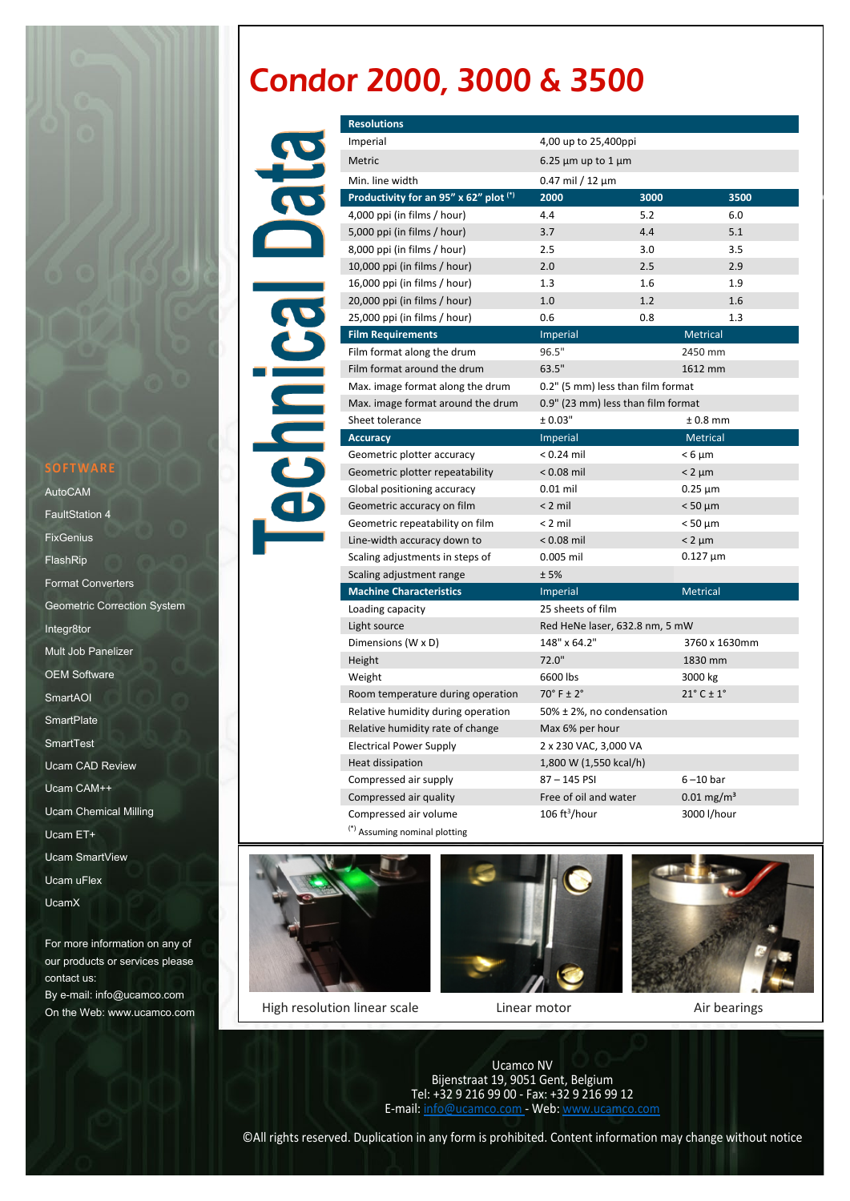# Condor 2000, 3000 & 3500

## Technical Data

| Resolutions | | | |
|---|---|---|---|
| Imperial | 4,00 up to 25,400ppi | | |
| Metric | 6.25 µm up to 1 µm | | |
| Min. line width | 0.47 mil / 12 µm | | |
| **Productivity for an 95" x 62" plot (*)** | **2000** | **3000** | **3500** |
| 4,000 ppi (in films / hour) | 4.4 | 5.2 | 6.0 |
| 5,000 ppi (in films / hour) | 3.7 | 4.4 | 5.1 |
| 8,000 ppi (in films / hour) | 2.5 | 3.0 | 3.5 |
| 10,000 ppi (in films / hour) | 2.0 | 2.5 | 2.9 |
| 16,000 ppi (in films / hour) | 1.3 | 1.6 | 1.9 |
| 20,000 ppi (in films / hour) | 1.0 | 1.2 | 1.6 |
| 25,000 ppi (in films / hour) | 0.6 | 0.8 | 1.3 |
| **Film Requirements** | **Imperial** | **Metrical** | |
| Film format along the drum | 96.5" | 2450 mm | |
| Film format around the drum | 63.5" | 1612 mm | |
| Max. image format along the drum | 0.2" (5 mm) less than film format | | |
| Max. image format around the drum | 0.9" (23 mm) less than film format | | |
| Sheet tolerance | ± 0.03" | ± 0.8 mm | |
| **Accuracy** | **Imperial** | **Metrical** | |
| Geometric plotter accuracy | < 0.24 mil | < 6 µm | |
| Geometric plotter repeatability | < 0.08 mil | < 2 µm | |
| Global positioning accuracy | 0.01 mil | 0.25 µm | |
| Geometric accuracy on film | < 2 mil | < 50 µm | |
| Geometric repeatability on film | < 2 mil | < 50 µm | |
| Line-width accuracy down to | < 0.08 mil | < 2 µm | |
| Scaling adjustments in steps of | 0.005 mil | 0.127 µm | |
| Scaling adjustment range | ± 5% | | |
| **Machine Characteristics** | **Imperial** | **Metrical** | |
| Loading capacity | 25 sheets of film | | |
| Light source | Red HeNe laser, 632.8 nm, 5 mW | | |
| Dimensions (W x D) | 148" x 64.2" | 3760 x 1630mm | |
| Height | 72.0" | 1830 mm | |
| Weight | 6600 lbs | 3000 kg | |
| Room temperature during operation | 70° F ± 2° | 21° C ± 1° | |
| Relative humidity during operation | 50% ± 2%, no condensation | | |
| Relative humidity rate of change | Max 6% per hour | | |
| Electrical Power Supply | 2 x 230 VAC, 3,000 VA | | |
| Heat dissipation | 1,800 W (1,550 kcal/h) | | |
| Compressed air supply | 87 – 145 PSI | 6 –10 bar | |
| Compressed air quality | Free of oil and water | 0.01 mg/m³ | |
| Compressed air volume | 106 ft³/hour | 3000 l/hour | |

(*) Assuming nominal plotting

High resolution linear scale

Linear motor

Air bearings

### SOFTWARE

- AutoCAM
- FaultStation 4
- FixGenius
- FlashRip
- Format Converters
- Geometric Correction System
- Integr8tor
- Mult Job Panelizer
- OEM Software
- SmartAOI
- SmartPlate
- SmartTest
- Ucam CAD Review
- Ucam CAM++
- Ucam Chemical Milling
- Ucam ET+
- Ucam SmartView
- Ucam uFlex
- UcamX

For more information on any of our products or services please contact us:
By e-mail: info@ucamco.com
On the Web: www.ucamco.com

Ucamco NV
Bijenstraat 19, 9051 Gent, Belgium
Tel: +32 9 216 99 00 - Fax: +32 9 216 99 12
E-mail: info@ucamco.com - Web: www.ucamco.com

©All rights reserved. Duplication in any form is prohibited. Content information may change without notice